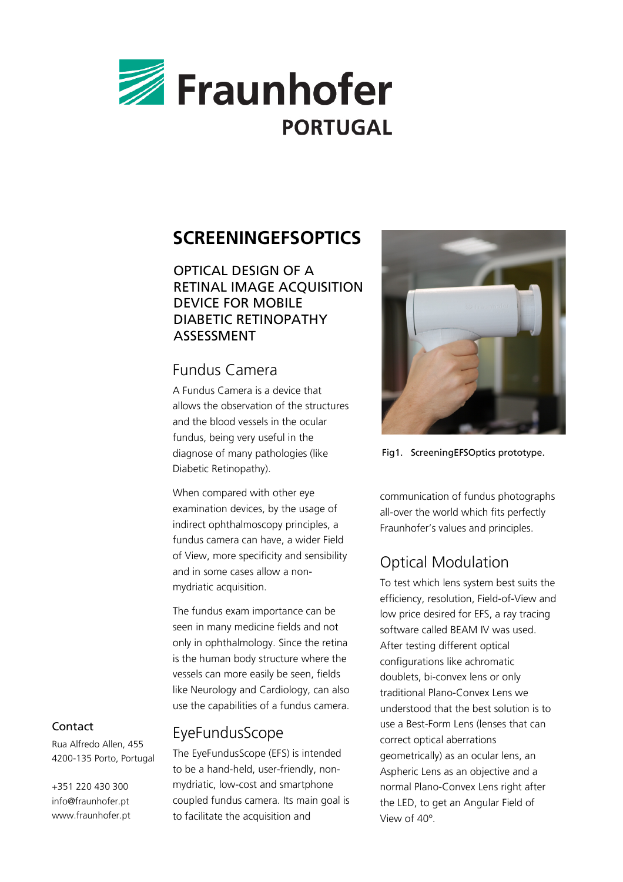Fraunhofer PORTUGAL

# SCREENINGEFSOPTICS

## OPTICAL DESIGN OF A RETINAL IMAGE ACQUISITION DEVICE FOR MOBILE DIABETIC RETINOPATHY ASSESSMENT

### Fundus Camera

A Fundus Camera is a device that allows the observation of the structures and the blood vessels in the ocular fundus, being very useful in the diagnose of many pathologies (like Diabetic Retinopathy).

When compared with other eye examination devices, by the usage of indirect ophthalmoscopy principles, a fundus camera can have, a wider Field of View, more specificity and sensibility and in some cases allow a non-mydriatic acquisition.

The fundus exam importance can be seen in many medicine fields and not only in ophthalmology. Since the retina is the human body structure where the vessels can more easily be seen, fields like Neurology and Cardiology, can also use the capabilities of a fundus camera.

### EyeFundusScope

The EyeFundusScope (EFS) is intended to be a hand-held, user-friendly, non-mydriatic, low-cost and smartphone coupled fundus camera. Its main goal is to facilitate the acquisition and communication of fundus photographs all-over the world which fits perfectly Fraunhofer's values and principles.

Fig1. ScreeningEFSOptics prototype.

### Optical Modulation

To test which lens system best suits the efficiency, resolution, Field-of-View and low price desired for EFS, a ray tracing software called BEAM IV was used. After testing different optical configurations like achromatic doublets, bi-convex lens or only traditional Plano-Convex Lens we understood that the best solution is to use a Best-Form Lens (lenses that can correct optical aberrations geometrically) as an ocular lens, an Aspheric Lens as an objective and a normal Plano-Convex Lens right after the LED, to get an Angular Field of View of 40º.

**Contact**

Rua Alfredo Allen, 455
4200-135 Porto, Portugal

+351 220 430 300
info@fraunhofer.pt
www.fraunhofer.pt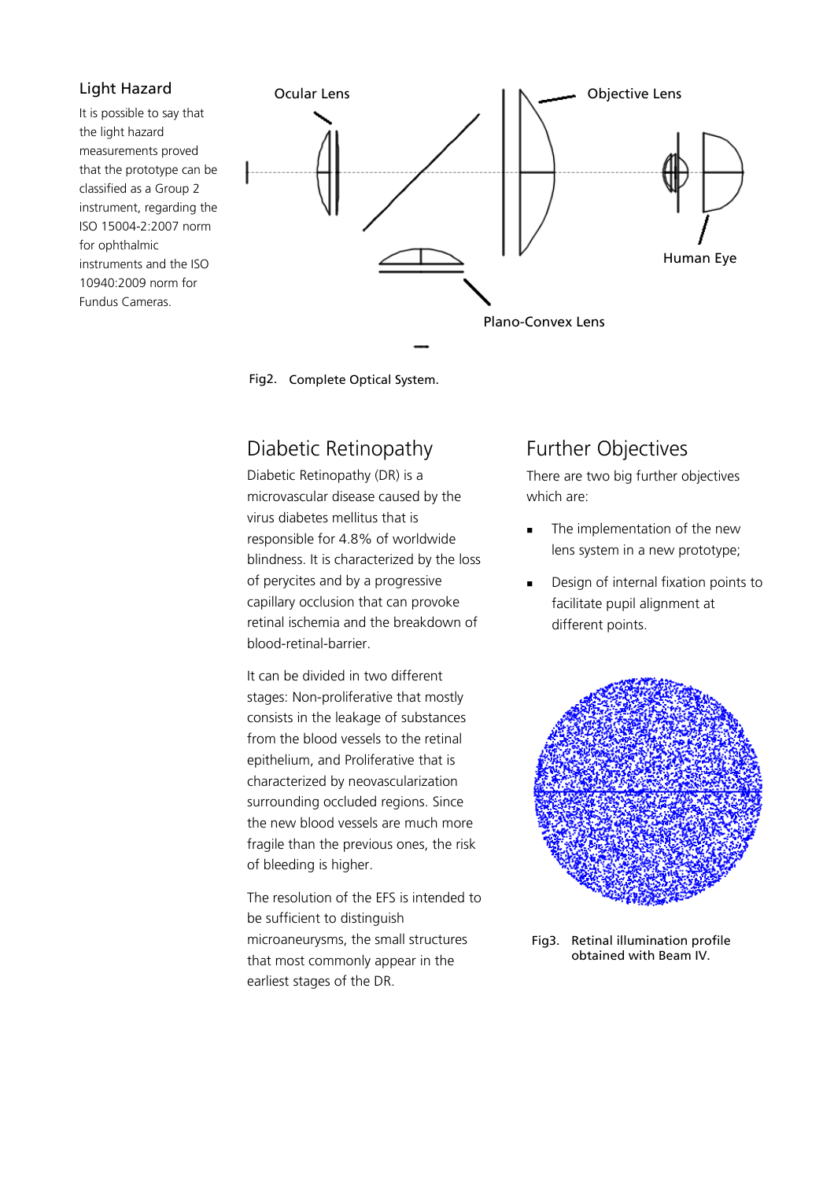## Light Hazard

It is possible to say that the light hazard measurements proved that the prototype can be classified as a Group 2 instrument, regarding the ISO 15004-2:2007 norm for ophthalmic instruments and the ISO 10940:2009 norm for Fundus Cameras.

Ocular Lens

Objective Lens

Human Eye

Plano-Convex Lens

Fig2. Complete Optical System.

## Diabetic Retinopathy

Diabetic Retinopathy (DR) is a microvascular disease caused by the virus diabetes mellitus that is responsible for 4.8% of worldwide blindness. It is characterized by the loss of perycites and by a progressive capillary occlusion that can provoke retinal ischemia and the breakdown of blood-retinal-barrier.

It can be divided in two different stages: Non-proliferative that mostly consists in the leakage of substances from the blood vessels to the retinal epithelium, and Proliferative that is characterized by neovascularization surrounding occluded regions. Since the new blood vessels are much more fragile than the previous ones, the risk of bleeding is higher.

The resolution of the EFS is intended to be sufficient to distinguish microaneurysms, the small structures that most commonly appear in the earliest stages of the DR.

## Further Objectives

There are two big further objectives which are:

- The implementation of the new lens system in a new prototype;
- Design of internal fixation points to facilitate pupil alignment at different points.

Fig3. Retinal illumination profile obtained with Beam IV.